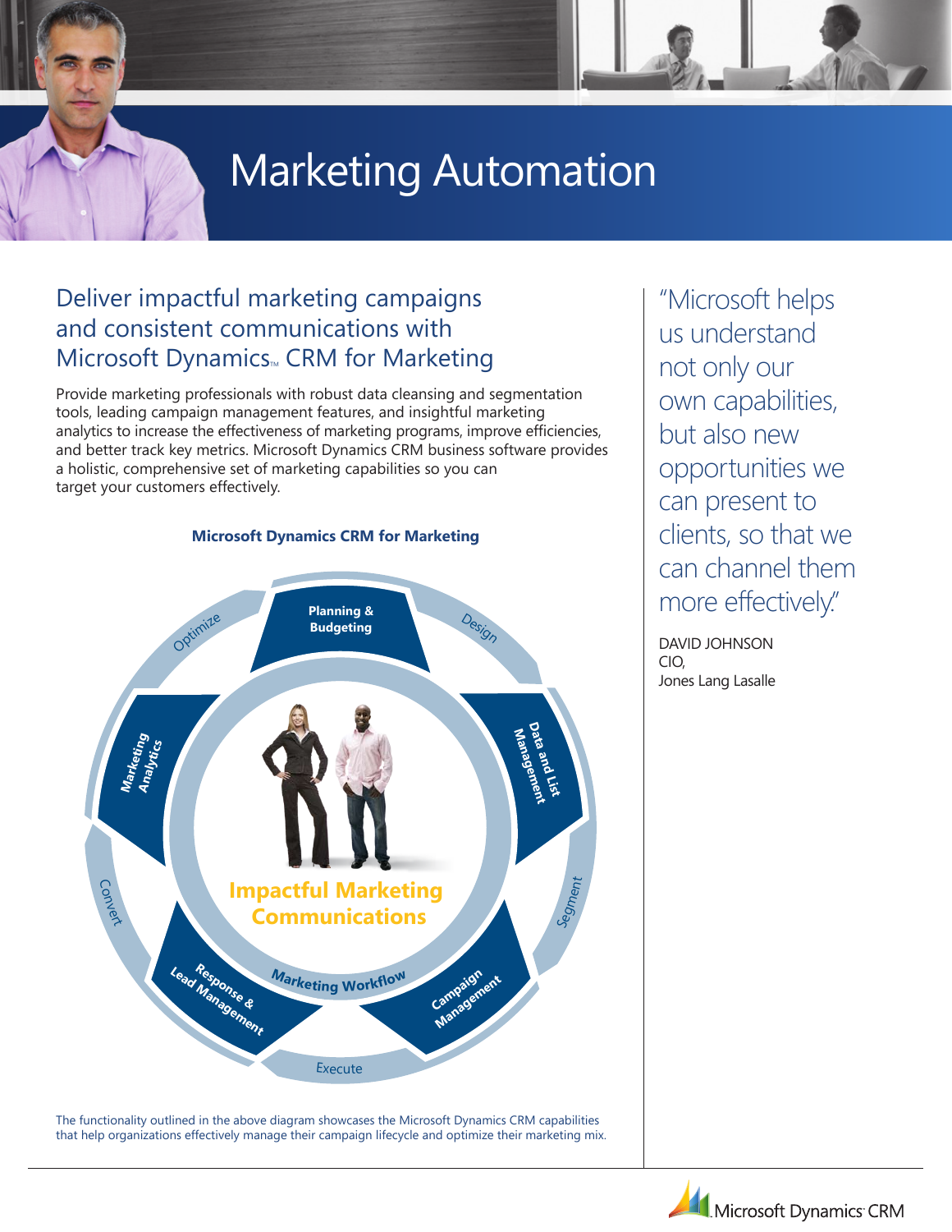# Marketing Automation

## Deliver impactful marketing campaigns and consistent communications with Microsoft Dynamics™ CRM for Marketing

Provide marketing professionals with robust data cleansing and segmentation tools, leading campaign management features, and insightful marketing analytics to increase the effectiveness of marketing programs, improve efficiencies, and better track key metrics. Microsoft Dynamics CRM business software provides a holistic, comprehensive set of marketing capabilities so you can target your customers effectively.

**Microsoft Dynamics CRM for Marketing**

- Planning & Budgeting
- Design
- Data and List Management
- Segment
- Campaign Management
- Execute
- Response & Lead Management
- Convert
- Marketing Analytics
- Optimize

Impactful Marketing Communications

Marketing Workflow

The functionality outlined in the above diagram showcases the Microsoft Dynamics CRM capabilities that help organizations effectively manage their campaign lifecycle and optimize their marketing mix.

> "Microsoft helps us understand not only our own capabilities, but also new opportunities we can present to clients, so that we can channel them more effectively."
>
> DAVID JOHNSON
> CIO,
> Jones Lang Lasalle

Microsoft Dynamics CRM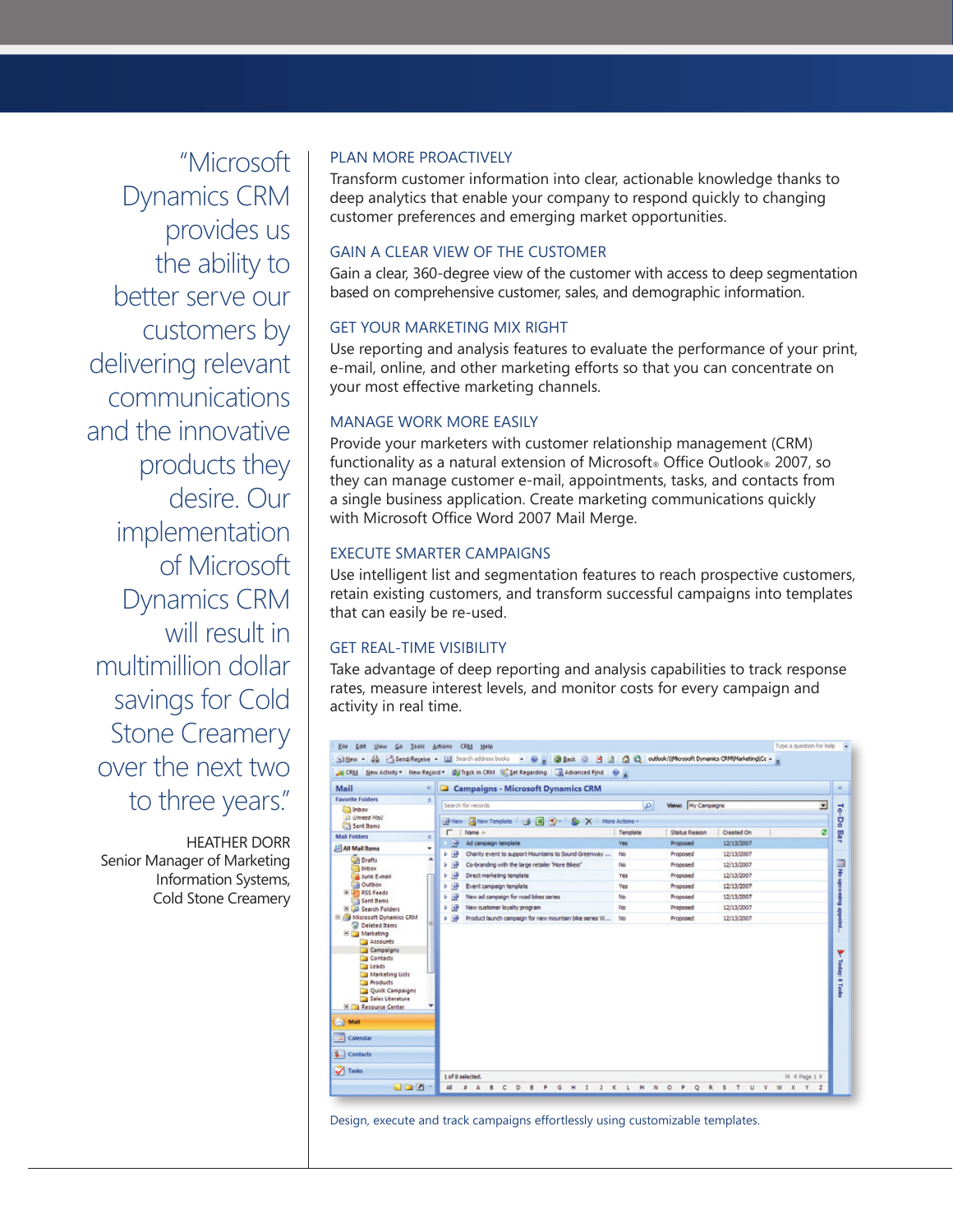> "Microsoft Dynamics CRM provides us the ability to better serve our customers by delivering relevant communications and the innovative products they desire. Our implementation of Microsoft Dynamics CRM will result in multimillion dollar savings for Cold Stone Creamery over the next two to three years."

HEATHER DORR
Senior Manager of Marketing Information Systems,
Cold Stone Creamery

## PLAN MORE PROACTIVELY

Transform customer information into clear, actionable knowledge thanks to deep analytics that enable your company to respond quickly to changing customer preferences and emerging market opportunities.

## GAIN A CLEAR VIEW OF THE CUSTOMER

Gain a clear, 360-degree view of the customer with access to deep segmentation based on comprehensive customer, sales, and demographic information.

## GET YOUR MARKETING MIX RIGHT

Use reporting and analysis features to evaluate the performance of your print, e-mail, online, and other marketing efforts so that you can concentrate on your most effective marketing channels.

## MANAGE WORK MORE EASILY

Provide your marketers with customer relationship management (CRM) functionality as a natural extension of Microsoft® Office Outlook® 2007, so they can manage customer e-mail, appointments, tasks, and contacts from a single business application. Create marketing communications quickly with Microsoft Office Word 2007 Mail Merge.

## EXECUTE SMARTER CAMPAIGNS

Use intelligent list and segmentation features to reach prospective customers, retain existing customers, and transform successful campaigns into templates that can easily be re-used.

## GET REAL-TIME VISIBILITY

Take advantage of deep reporting and analysis capabilities to track response rates, measure interest levels, and monitor costs for every campaign and activity in real time.

Design, execute and track campaigns effortlessly using customizable templates.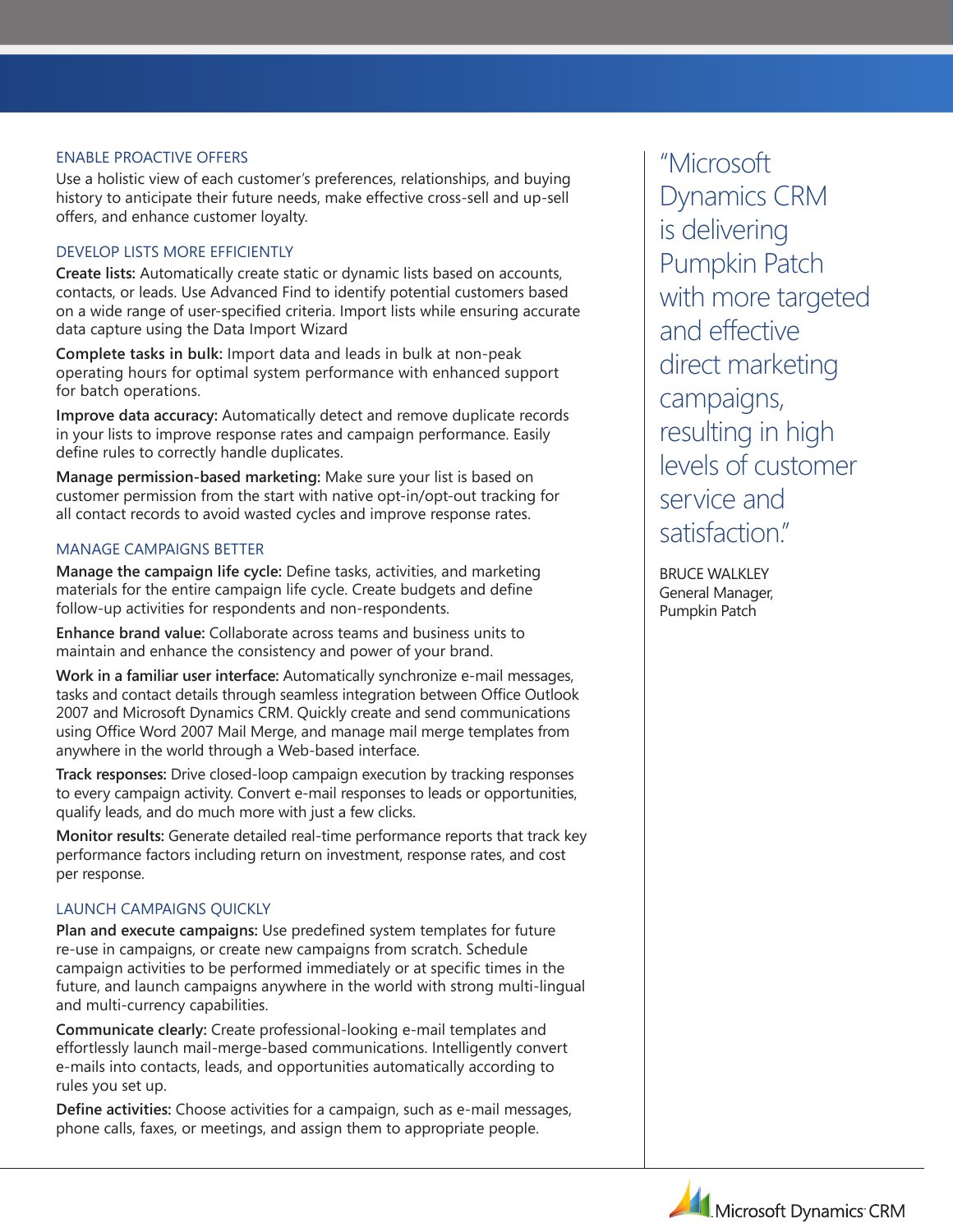## ENABLE PROACTIVE OFFERS

Use a holistic view of each customer's preferences, relationships, and buying history to anticipate their future needs, make effective cross-sell and up-sell offers, and enhance customer loyalty.

## DEVELOP LISTS MORE EFFICIENTLY

**Create lists:** Automatically create static or dynamic lists based on accounts, contacts, or leads. Use Advanced Find to identify potential customers based on a wide range of user-specified criteria. Import lists while ensuring accurate data capture using the Data Import Wizard

**Complete tasks in bulk:** Import data and leads in bulk at non-peak operating hours for optimal system performance with enhanced support for batch operations.

**Improve data accuracy:** Automatically detect and remove duplicate records in your lists to improve response rates and campaign performance. Easily define rules to correctly handle duplicates.

**Manage permission-based marketing:** Make sure your list is based on customer permission from the start with native opt-in/opt-out tracking for all contact records to avoid wasted cycles and improve response rates.

## MANAGE CAMPAIGNS BETTER

**Manage the campaign life cycle:** Define tasks, activities, and marketing materials for the entire campaign life cycle. Create budgets and define follow-up activities for respondents and non-respondents.

**Enhance brand value:** Collaborate across teams and business units to maintain and enhance the consistency and power of your brand.

**Work in a familiar user interface:** Automatically synchronize e-mail messages, tasks and contact details through seamless integration between Office Outlook 2007 and Microsoft Dynamics CRM. Quickly create and send communications using Office Word 2007 Mail Merge, and manage mail merge templates from anywhere in the world through a Web-based interface.

**Track responses:** Drive closed-loop campaign execution by tracking responses to every campaign activity. Convert e-mail responses to leads or opportunities, qualify leads, and do much more with just a few clicks.

**Monitor results:** Generate detailed real-time performance reports that track key performance factors including return on investment, response rates, and cost per response.

## LAUNCH CAMPAIGNS QUICKLY

**Plan and execute campaigns:** Use predefined system templates for future re-use in campaigns, or create new campaigns from scratch. Schedule campaign activities to be performed immediately or at specific times in the future, and launch campaigns anywhere in the world with strong multi-lingual and multi-currency capabilities.

**Communicate clearly:** Create professional-looking e-mail templates and effortlessly launch mail-merge-based communications. Intelligently convert e-mails into contacts, leads, and opportunities automatically according to rules you set up.

**Define activities:** Choose activities for a campaign, such as e-mail messages, phone calls, faxes, or meetings, and assign them to appropriate people.

> "Microsoft Dynamics CRM is delivering Pumpkin Patch with more targeted and effective direct marketing campaigns, resulting in high levels of customer service and satisfaction."
>
> BRUCE WALKLEY
> General Manager,
> Pumpkin Patch

Microsoft Dynamics CRM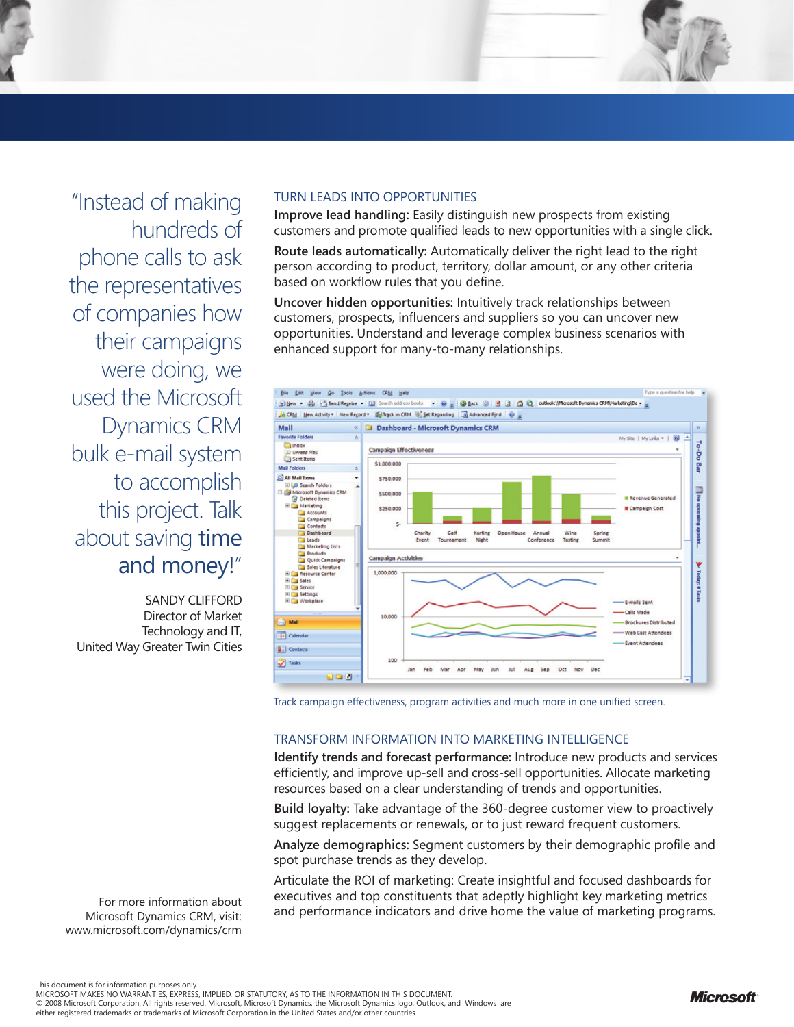"Instead of making hundreds of phone calls to ask the representatives of companies how their campaigns were doing, we used the Microsoft Dynamics CRM bulk e-mail system to accomplish this project. Talk about saving **time and money!**"

SANDY CLIFFORD
Director of Market Technology and IT,
United Way Greater Twin Cities

## TURN LEADS INTO OPPORTUNITIES

**Improve lead handling:** Easily distinguish new prospects from existing customers and promote qualified leads to new opportunities with a single click.

**Route leads automatically:** Automatically deliver the right lead to the right person according to product, territory, dollar amount, or any other criteria based on workflow rules that you define.

**Uncover hidden opportunities:** Intuitively track relationships between customers, prospects, influencers and suppliers so you can uncover new opportunities. Understand and leverage complex business scenarios with enhanced support for many-to-many relationships.

Track campaign effectiveness, program activities and much more in one unified screen.

## TRANSFORM INFORMATION INTO MARKETING INTELLIGENCE

**Identify trends and forecast performance:** Introduce new products and services efficiently, and improve up-sell and cross-sell opportunities. Allocate marketing resources based on a clear understanding of trends and opportunities.

**Build loyalty:** Take advantage of the 360-degree customer view to proactively suggest replacements or renewals, or to just reward frequent customers.

**Analyze demographics:** Segment customers by their demographic profile and spot purchase trends as they develop.

Articulate the ROI of marketing: Create insightful and focused dashboards for executives and top constituents that adeptly highlight key marketing metrics and performance indicators and drive home the value of marketing programs.

For more information about Microsoft Dynamics CRM, visit:
www.microsoft.com/dynamics/crm

This document is for information purposes only.
MICROSOFT MAKES NO WARRANTIES, EXPRESS, IMPLIED, OR STATUTORY, AS TO THE INFORMATION IN THIS DOCUMENT.
© 2008 Microsoft Corporation. All rights reserved. Microsoft, Microsoft Dynamics, the Microsoft Dynamics logo, Outlook, and Windows are either registered trademarks or trademarks of Microsoft Corporation in the United States and/or other countries.

Microsoft